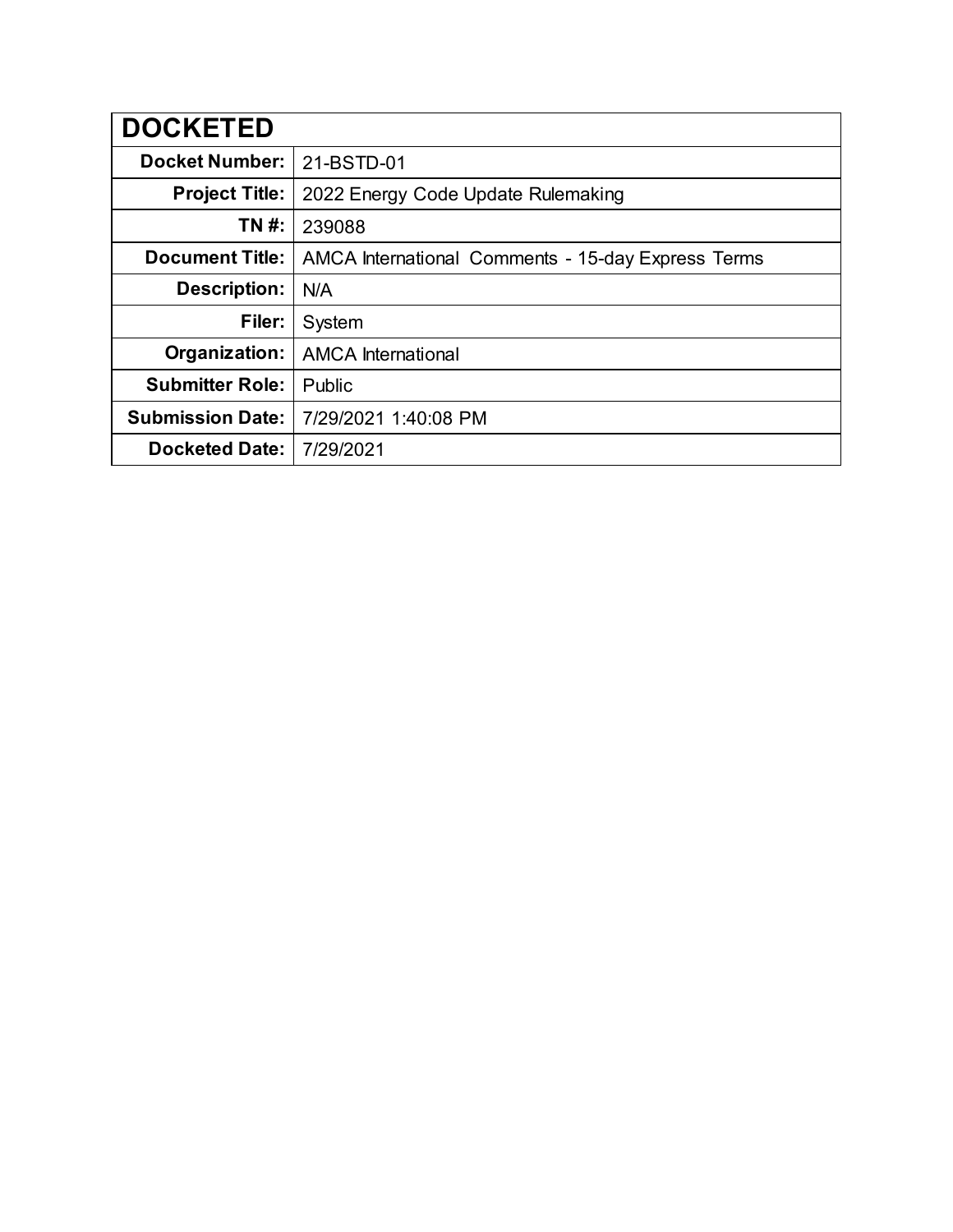| DOCKETED | |
|---|---|
| **Docket Number:** | 21-BSTD-01 |
| **Project Title:** | 2022 Energy Code Update Rulemaking |
| **TN #:** | 239088 |
| **Document Title:** | AMCA International Comments - 15-day Express Terms |
| **Description:** | N/A |
| **Filer:** | System |
| **Organization:** | AMCA International |
| **Submitter Role:** | Public |
| **Submission Date:** | 7/29/2021 1:40:08 PM |
| **Docketed Date:** | 7/29/2021 |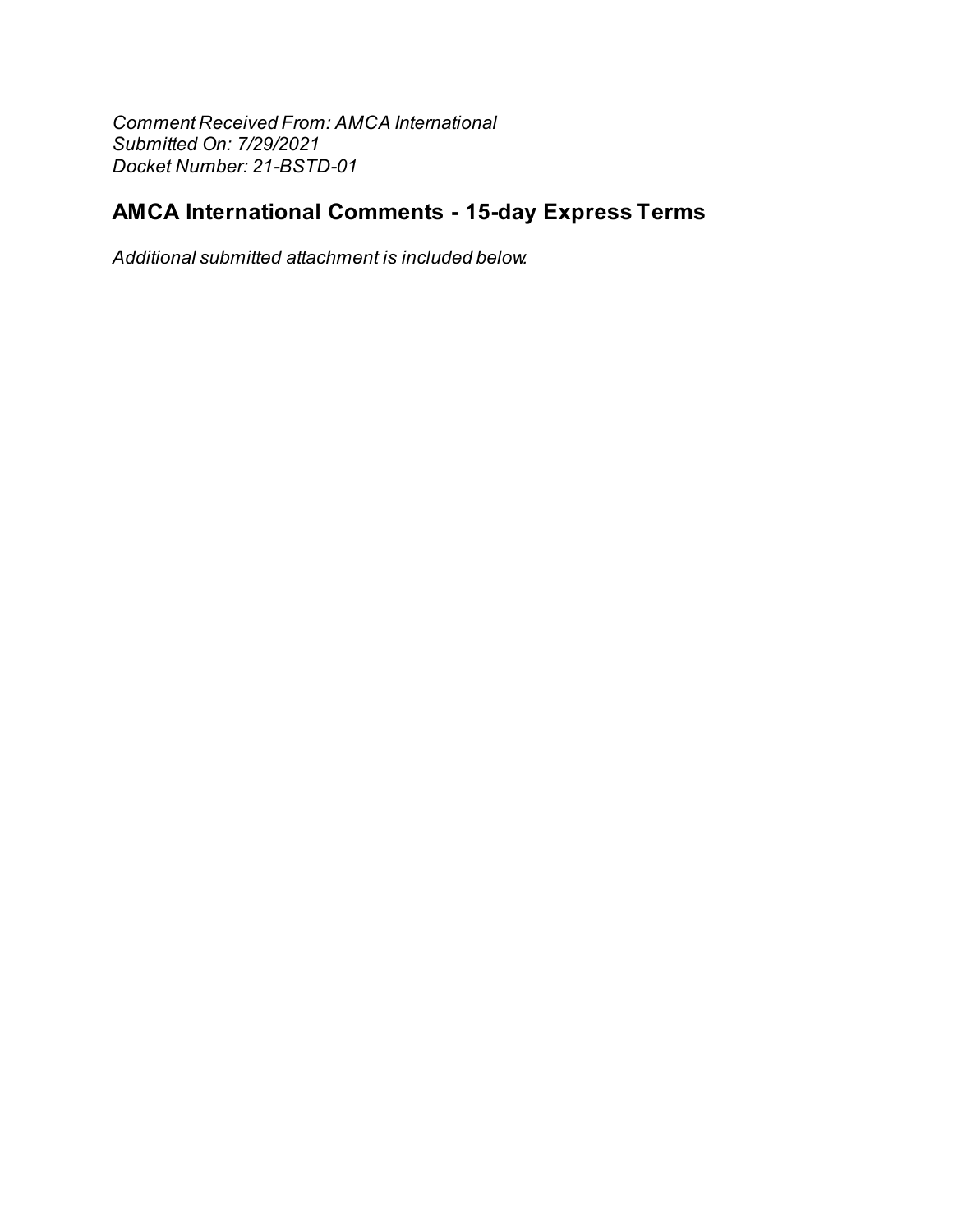*Comment Received From: AMCA International*
*Submitted On: 7/29/2021*
*Docket Number: 21-BSTD-01*

## AMCA International Comments - 15-day Express Terms

*Additional submitted attachment is included below.*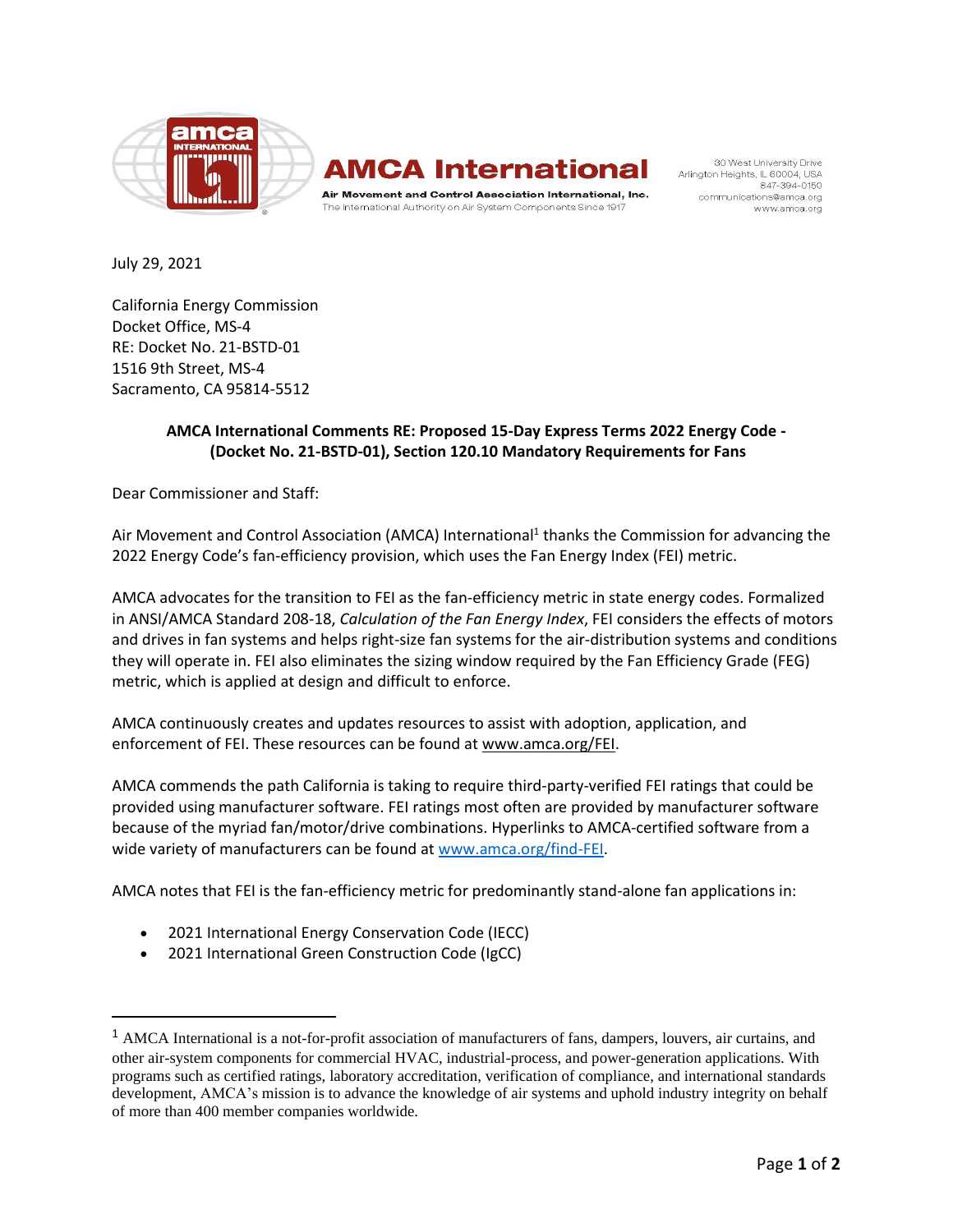July 29, 2021

California Energy Commission
Docket Office, MS-4
RE: Docket No. 21-BSTD-01
1516 9th Street, MS-4
Sacramento, CA 95814-5512

**AMCA International Comments RE: Proposed 15-Day Express Terms 2022 Energy Code - (Docket No. 21-BSTD-01), Section 120.10 Mandatory Requirements for Fans**

Dear Commissioner and Staff:

Air Movement and Control Association (AMCA) International[1] thanks the Commission for advancing the 2022 Energy Code's fan-efficiency provision, which uses the Fan Energy Index (FEI) metric.

AMCA advocates for the transition to FEI as the fan-efficiency metric in state energy codes. Formalized in ANSI/AMCA Standard 208-18, *Calculation of the Fan Energy Index*, FEI considers the effects of motors and drives in fan systems and helps right-size fan systems for the air-distribution systems and conditions they will operate in. FEI also eliminates the sizing window required by the Fan Efficiency Grade (FEG) metric, which is applied at design and difficult to enforce.

AMCA continuously creates and updates resources to assist with adoption, application, and enforcement of FEI. These resources can be found at www.amca.org/FEI.

AMCA commends the path California is taking to require third-party-verified FEI ratings that could be provided using manufacturer software. FEI ratings most often are provided by manufacturer software because of the myriad fan/motor/drive combinations. Hyperlinks to AMCA-certified software from a wide variety of manufacturers can be found at www.amca.org/find-FEI.

AMCA notes that FEI is the fan-efficiency metric for predominantly stand-alone fan applications in:

- 2021 International Energy Conservation Code (IECC)
- 2021 International Green Construction Code (IgCC)

[1] AMCA International is a not-for-profit association of manufacturers of fans, dampers, louvers, air curtains, and other air-system components for commercial HVAC, industrial-process, and power-generation applications. With programs such as certified ratings, laboratory accreditation, verification of compliance, and international standards development, AMCA's mission is to advance the knowledge of air systems and uphold industry integrity on behalf of more than 400 member companies worldwide.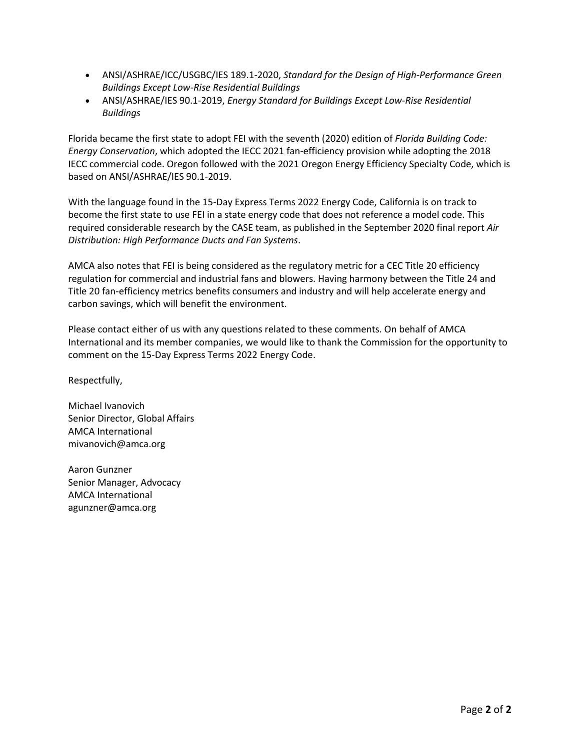- ANSI/ASHRAE/ICC/USGBC/IES 189.1-2020, *Standard for the Design of High-Performance Green Buildings Except Low-Rise Residential Buildings*
- ANSI/ASHRAE/IES 90.1-2019, *Energy Standard for Buildings Except Low-Rise Residential Buildings*

Florida became the first state to adopt FEI with the seventh (2020) edition of *Florida Building Code: Energy Conservation*, which adopted the IECC 2021 fan-efficiency provision while adopting the 2018 IECC commercial code. Oregon followed with the 2021 Oregon Energy Efficiency Specialty Code, which is based on ANSI/ASHRAE/IES 90.1-2019.

With the language found in the 15-Day Express Terms 2022 Energy Code, California is on track to become the first state to use FEI in a state energy code that does not reference a model code. This required considerable research by the CASE team, as published in the September 2020 final report *Air Distribution: High Performance Ducts and Fan Systems*.

AMCA also notes that FEI is being considered as the regulatory metric for a CEC Title 20 efficiency regulation for commercial and industrial fans and blowers. Having harmony between the Title 24 and Title 20 fan-efficiency metrics benefits consumers and industry and will help accelerate energy and carbon savings, which will benefit the environment.

Please contact either of us with any questions related to these comments. On behalf of AMCA International and its member companies, we would like to thank the Commission for the opportunity to comment on the 15-Day Express Terms 2022 Energy Code.

Respectfully,

Michael Ivanovich
Senior Director, Global Affairs
AMCA International
mivanovich@amca.org

Aaron Gunzner
Senior Manager, Advocacy
AMCA International
agunzner@amca.org